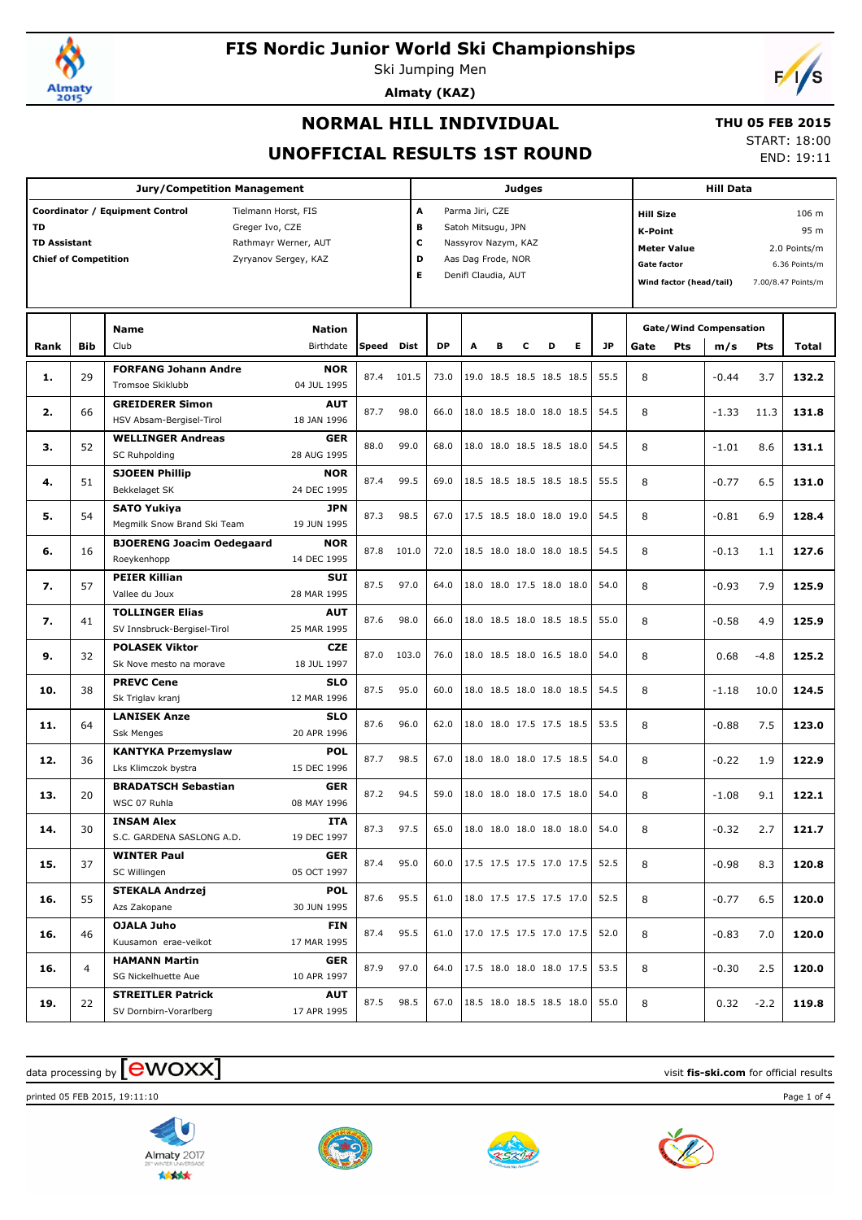# FIS Nordic Junior World Ski Championships

Ski Jumping Men

**Almaty (KAZ)**

## NORMAL HILL INDIVIDUAL

## UNOFFICIAL RESULTS 1ST ROUND

**THU 05 FEB 2015**

START: 18:00

END: 19:11

| Jury/Competition Management | | Judges | | Hill Data | |
|---|---|---|---|---|---|
| **Coordinator / Equipment Control** | Tielmann Horst, FIS | A | Parma Jiri, CZE | **Hill Size** | 106 m |
| **TD** | Greger Ivo, CZE | B | Satoh Mitsugu, JPN | **K-Point** | 95 m |
| **TD Assistant** | Rathmayr Werner, AUT | C | Nassyrov Nazym, KAZ | **Meter Value** | 2.0 Points/m |
| **Chief of Competition** | Zyryanov Sergey, KAZ | D | Aas Dag Frode, NOR | **Gate factor** | 6.36 Points/m |
| | | E | Denifl Claudia, AUT | **Wind factor (head/tail)** | 7.00/8.47 Points/m |

| Rank | Bib | Name / Club | Nation / Birthdate | Speed | Dist | DP | A | B | C | D | E | JP | Gate | Pts | m/s | Pts | Total |
|---|---|---|---|---|---|---|---|---|---|---|---|---|---|---|---|---|---|
| **1.** | 29 | **FORFANG Johann Andre** Tromsoe Skiklubb | **NOR** 04 JUL 1995 | 87.4 | 101.5 | 73.0 | 19.0 | 18.5 | 18.5 | 18.5 | 18.5 | 55.5 | 8 | | -0.44 | 3.7 | **132.2** |
| **2.** | 66 | **GREIDERER Simon** HSV Absam-Bergisel-Tirol | **AUT** 18 JAN 1996 | 87.7 | 98.0 | 66.0 | 18.0 | 18.5 | 18.0 | 18.0 | 18.5 | 54.5 | 8 | | -1.33 | 11.3 | **131.8** |
| **3.** | 52 | **WELLINGER Andreas** SC Ruhpolding | **GER** 28 AUG 1995 | 88.0 | 99.0 | 68.0 | 18.0 | 18.0 | 18.5 | 18.5 | 18.0 | 54.5 | 8 | | -1.01 | 8.6 | **131.1** |
| **4.** | 51 | **SJOEEN Phillip** Bekkelaget SK | **NOR** 24 DEC 1995 | 87.4 | 99.5 | 69.0 | 18.5 | 18.5 | 18.5 | 18.5 | 18.5 | 55.5 | 8 | | -0.77 | 6.5 | **131.0** |
| **5.** | 54 | **SATO Yukiya** Megmilk Snow Brand Ski Team | **JPN** 19 JUN 1995 | 87.3 | 98.5 | 67.0 | 17.5 | 18.5 | 18.0 | 18.0 | 19.0 | 54.5 | 8 | | -0.81 | 6.9 | **128.4** |
| **6.** | 16 | **BJOERENG Joacim Oedegaard** Roeykenhopp | **NOR** 14 DEC 1995 | 87.8 | 101.0 | 72.0 | 18.5 | 18.0 | 18.0 | 18.0 | 18.5 | 54.5 | 8 | | -0.13 | 1.1 | **127.6** |
| **7.** | 57 | **PEIER Killian** Vallee du Joux | **SUI** 28 MAR 1995 | 87.5 | 97.0 | 64.0 | 18.0 | 18.0 | 17.5 | 18.0 | 18.0 | 54.0 | 8 | | -0.93 | 7.9 | **125.9** |
| **7.** | 41 | **TOLLINGER Elias** SV Innsbruck-Bergisel-Tirol | **AUT** 25 MAR 1995 | 87.6 | 98.0 | 66.0 | 18.0 | 18.5 | 18.0 | 18.5 | 18.5 | 55.0 | 8 | | -0.58 | 4.9 | **125.9** |
| **9.** | 32 | **POLASEK Viktor** Sk Nove mesto na morave | **CZE** 18 JUL 1997 | 87.0 | 103.0 | 76.0 | 18.0 | 18.5 | 18.0 | 16.5 | 18.0 | 54.0 | 8 | | 0.68 | -4.8 | **125.2** |
| **10.** | 38 | **PREVC Cene** Sk Triglav kranj | **SLO** 12 MAR 1996 | 87.5 | 95.0 | 60.0 | 18.0 | 18.5 | 18.0 | 18.0 | 18.5 | 54.5 | 8 | | -1.18 | 10.0 | **124.5** |
| **11.** | 64 | **LANISEK Anze** Ssk Menges | **SLO** 20 APR 1996 | 87.6 | 96.0 | 62.0 | 18.0 | 18.0 | 17.5 | 17.5 | 18.5 | 53.5 | 8 | | -0.88 | 7.5 | **123.0** |
| **12.** | 36 | **KANTYKA Przemyslaw** Lks Klimczok bystra | **POL** 15 DEC 1996 | 87.7 | 98.5 | 67.0 | 18.0 | 18.0 | 18.0 | 17.5 | 18.5 | 54.0 | 8 | | -0.22 | 1.9 | **122.9** |
| **13.** | 20 | **BRADATSCH Sebastian** WSC 07 Ruhla | **GER** 08 MAY 1996 | 87.2 | 94.5 | 59.0 | 18.0 | 18.0 | 18.0 | 17.5 | 18.0 | 54.0 | 8 | | -1.08 | 9.1 | **122.1** |
| **14.** | 30 | **INSAM Alex** S.C. GARDENA SASLONG A.D. | **ITA** 19 DEC 1997 | 87.3 | 97.5 | 65.0 | 18.0 | 18.0 | 18.0 | 18.0 | 18.0 | 54.0 | 8 | | -0.32 | 2.7 | **121.7** |
| **15.** | 37 | **WINTER Paul** SC Willingen | **GER** 05 OCT 1997 | 87.4 | 95.0 | 60.0 | 17.5 | 17.5 | 17.5 | 17.0 | 17.5 | 52.5 | 8 | | -0.98 | 8.3 | **120.8** |
| **16.** | 55 | **STEKALA Andrzej** Azs Zakopane | **POL** 30 JUN 1995 | 87.6 | 95.5 | 61.0 | 18.0 | 17.5 | 17.5 | 17.5 | 17.0 | 52.5 | 8 | | -0.77 | 6.5 | **120.0** |
| **16.** | 46 | **OJALA Juho** Kuusamon erae-veikot | **FIN** 17 MAR 1995 | 87.4 | 95.5 | 61.0 | 17.0 | 17.5 | 17.5 | 17.0 | 17.5 | 52.0 | 8 | | -0.83 | 7.0 | **120.0** |
| **16.** | 4 | **HAMANN Martin** SG Nickelhuette Aue | **GER** 10 APR 1997 | 87.9 | 97.0 | 64.0 | 17.5 | 18.0 | 18.0 | 18.0 | 17.5 | 53.5 | 8 | | -0.30 | 2.5 | **120.0** |
| **19.** | 22 | **STREITLER Patrick** SV Dornbirn-Vorarlberg | **AUT** 17 APR 1995 | 87.5 | 98.5 | 67.0 | 18.5 | 18.0 | 18.5 | 18.5 | 18.0 | 55.0 | 8 | | 0.32 | -2.2 | **119.8** |

data processing by [ewoxx]

visit **fis-ski.com** for official results

printed 05 FEB 2015, 19:11:10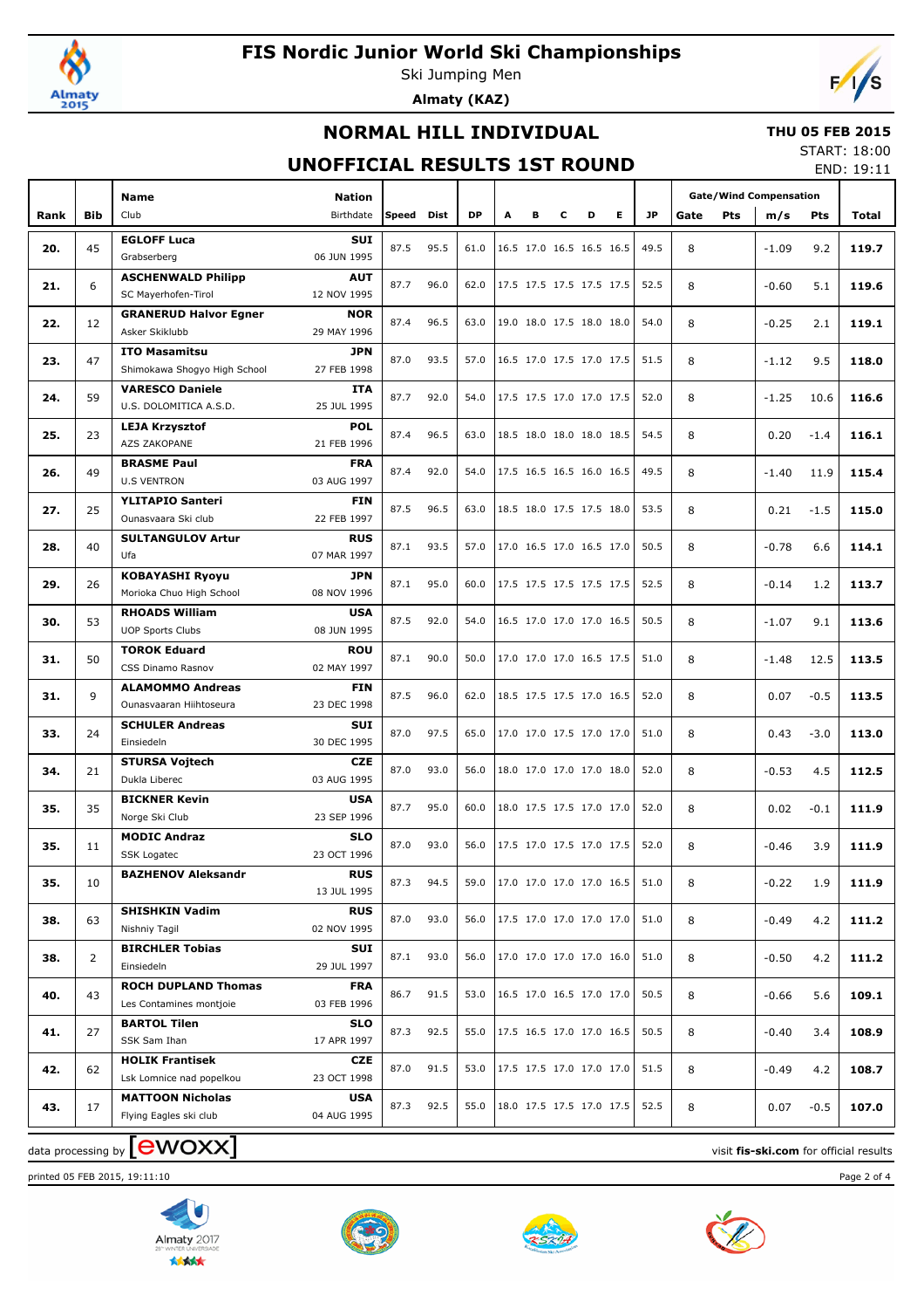# FIS Nordic Junior World Ski Championships

Ski Jumping Men

**Almaty (KAZ)**

## NORMAL HILL INDIVIDUAL

## UNOFFICIAL RESULTS 1ST ROUND

**THU 05 FEB 2015**

START: 18:00

END: 19:11

| Rank | Bib | Name / Club | Nation / Birthdate | Speed | Dist | DP | A | B | C | D | E | JP | Gate | Pts | m/s | Pts | Total |
|---|---|---|---|---|---|---|---|---|---|---|---|---|---|---|---|---|---|
| 20. | 45 | **EGLOFF Luca** Grabserberg | **SUI** 06 JUN 1995 | 87.5 | 95.5 | 61.0 | 16.5 | 17.0 | 16.5 | 16.5 | 16.5 | 49.5 | 8 | | -1.09 | 9.2 | **119.7** |
| 21. | 6 | **ASCHENWALD Philipp** SC Mayerhofen-Tirol | **AUT** 12 NOV 1995 | 87.7 | 96.0 | 62.0 | 17.5 | 17.5 | 17.5 | 17.5 | 17.5 | 52.5 | 8 | | -0.60 | 5.1 | **119.6** |
| 22. | 12 | **GRANERUD Halvor Egner** Asker Skiklubb | **NOR** 29 MAY 1996 | 87.4 | 96.5 | 63.0 | 19.0 | 18.0 | 17.5 | 18.0 | 18.0 | 54.0 | 8 | | -0.25 | 2.1 | **119.1** |
| 23. | 47 | **ITO Masamitsu** Shimokawa Shogyo High School | **JPN** 27 FEB 1998 | 87.0 | 93.5 | 57.0 | 16.5 | 17.0 | 17.5 | 17.0 | 17.5 | 51.5 | 8 | | -1.12 | 9.5 | **118.0** |
| 24. | 59 | **VARESCO Daniele** U.S. DOLOMITICA A.S.D. | **ITA** 25 JUL 1995 | 87.7 | 92.0 | 54.0 | 17.5 | 17.5 | 17.0 | 17.0 | 17.5 | 52.0 | 8 | | -1.25 | 10.6 | **116.6** |
| 25. | 23 | **LEJA Krzysztof** AZS ZAKOPANE | **POL** 21 FEB 1996 | 87.4 | 96.5 | 63.0 | 18.5 | 18.0 | 18.0 | 18.0 | 18.5 | 54.5 | 8 | | 0.20 | -1.4 | **116.1** |
| 26. | 49 | **BRASME Paul** U.S VENTRON | **FRA** 03 AUG 1997 | 87.4 | 92.0 | 54.0 | 17.5 | 16.5 | 16.5 | 16.0 | 16.5 | 49.5 | 8 | | -1.40 | 11.9 | **115.4** |
| 27. | 25 | **YLITAPIO Santeri** Ounasvaara Ski club | **FIN** 22 FEB 1997 | 87.5 | 96.5 | 63.0 | 18.5 | 18.0 | 17.5 | 17.5 | 18.0 | 53.5 | 8 | | 0.21 | -1.5 | **115.0** |
| 28. | 40 | **SULTANGULOV Artur** Ufa | **RUS** 07 MAR 1997 | 87.1 | 93.5 | 57.0 | 17.0 | 16.5 | 17.0 | 16.5 | 17.0 | 50.5 | 8 | | -0.78 | 6.6 | **114.1** |
| 29. | 26 | **KOBAYASHI Ryoyu** Morioka Chuo High School | **JPN** 08 NOV 1996 | 87.1 | 95.0 | 60.0 | 17.5 | 17.5 | 17.5 | 17.5 | 17.5 | 52.5 | 8 | | -0.14 | 1.2 | **113.7** |
| 30. | 53 | **RHOADS William** UOP Sports Clubs | **USA** 08 JUN 1995 | 87.5 | 92.0 | 54.0 | 16.5 | 17.0 | 17.0 | 17.0 | 16.5 | 50.5 | 8 | | -1.07 | 9.1 | **113.6** |
| 31. | 50 | **TOROK Eduard** CSS Dinamo Rasnov | **ROU** 02 MAY 1997 | 87.1 | 90.0 | 50.0 | 17.0 | 17.0 | 17.0 | 16.5 | 17.5 | 51.0 | 8 | | -1.48 | 12.5 | **113.5** |
| 31. | 9 | **ALAMOMMO Andreas** Ounasvaaran Hiihtoseura | **FIN** 23 DEC 1998 | 87.5 | 96.0 | 62.0 | 18.5 | 17.5 | 17.5 | 17.0 | 16.5 | 52.0 | 8 | | 0.07 | -0.5 | **113.5** |
| 33. | 24 | **SCHULER Andreas** Einsiedeln | **SUI** 30 DEC 1995 | 87.0 | 97.5 | 65.0 | 17.0 | 17.0 | 17.5 | 17.0 | 17.0 | 51.0 | 8 | | 0.43 | -3.0 | **113.0** |
| 34. | 21 | **STURSA Vojtech** Dukla Liberec | **CZE** 03 AUG 1995 | 87.0 | 93.0 | 56.0 | 18.0 | 17.0 | 17.0 | 17.0 | 18.0 | 52.0 | 8 | | -0.53 | 4.5 | **112.5** |
| 35. | 35 | **BICKNER Kevin** Norge Ski Club | **USA** 23 SEP 1996 | 87.7 | 95.0 | 60.0 | 18.0 | 17.5 | 17.5 | 17.0 | 17.0 | 52.0 | 8 | | 0.02 | -0.1 | **111.9** |
| 35. | 11 | **MODIC Andraz** SSK Logatec | **SLO** 23 OCT 1996 | 87.0 | 93.0 | 56.0 | 17.5 | 17.0 | 17.5 | 17.0 | 17.5 | 52.0 | 8 | | -0.46 | 3.9 | **111.9** |
| 35. | 10 | **BAZHENOV Aleksandr** | **RUS** 13 JUL 1995 | 87.3 | 94.5 | 59.0 | 17.0 | 17.0 | 17.0 | 17.0 | 16.5 | 51.0 | 8 | | -0.22 | 1.9 | **111.9** |
| 38. | 63 | **SHISHKIN Vadim** Nishniy Tagil | **RUS** 02 NOV 1995 | 87.0 | 93.0 | 56.0 | 17.5 | 17.0 | 17.0 | 17.0 | 17.0 | 51.0 | 8 | | -0.49 | 4.2 | **111.2** |
| 38. | 2 | **BIRCHLER Tobias** Einsiedeln | **SUI** 29 JUL 1997 | 87.1 | 93.0 | 56.0 | 17.0 | 17.0 | 17.0 | 17.0 | 16.0 | 51.0 | 8 | | -0.50 | 4.2 | **111.2** |
| 40. | 43 | **ROCH DUPLAND Thomas** Les Contamines montjoie | **FRA** 03 FEB 1996 | 86.7 | 91.5 | 53.0 | 16.5 | 17.0 | 16.5 | 17.0 | 17.0 | 50.5 | 8 | | -0.66 | 5.6 | **109.1** |
| 41. | 27 | **BARTOL Tilen** SSK Sam Ihan | **SLO** 17 APR 1997 | 87.3 | 92.5 | 55.0 | 17.5 | 16.5 | 17.0 | 17.0 | 16.5 | 50.5 | 8 | | -0.40 | 3.4 | **108.9** |
| 42. | 62 | **HOLIK Frantisek** Lsk Lomnice nad popelkou | **CZE** 23 OCT 1998 | 87.0 | 91.5 | 53.0 | 17.5 | 17.5 | 17.0 | 17.0 | 17.0 | 51.5 | 8 | | -0.49 | 4.2 | **108.7** |
| 43. | 17 | **MATTOON Nicholas** Flying Eagles ski club | **USA** 04 AUG 1995 | 87.3 | 92.5 | 55.0 | 18.0 | 17.5 | 17.5 | 17.0 | 17.5 | 52.5 | 8 | | 0.07 | -0.5 | **107.0** |

data processing by ewoxx — visit **fis-ski.com** for official results

printed 05 FEB 2015, 19:11:10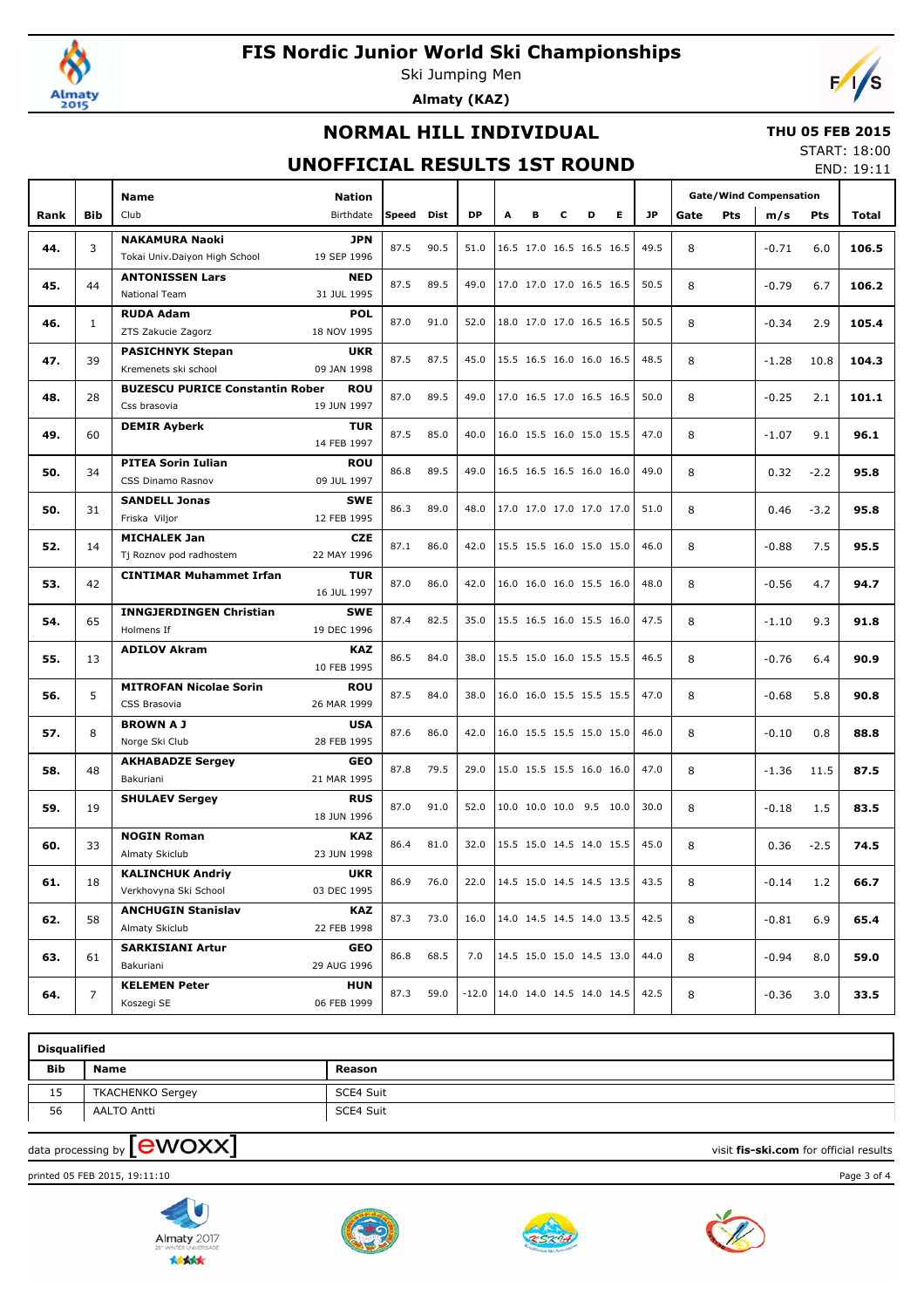# FIS Nordic Junior World Ski Championships

Ski Jumping Men

**Almaty (KAZ)**

## NORMAL HILL INDIVIDUAL

## UNOFFICIAL RESULTS 1ST ROUND

**THU 05 FEB 2015**

START: 18:00

END: 19:11

| Rank | Bib | Name / Club | Nation / Birthdate | Speed | Dist | DP | A | B | C | D | E | JP | Gate | Pts | m/s | Pts | Total |
|---|---|---|---|---|---|---|---|---|---|---|---|---|---|---|---|---|---|
| 44. | 3 | **NAKAMURA Naoki** Tokai Univ.Daiyon High School | **JPN** 19 SEP 1996 | 87.5 | 90.5 | 51.0 | 16.5 | 17.0 | 16.5 | 16.5 | 16.5 | 49.5 | 8 | | -0.71 | 6.0 | **106.5** |
| 45. | 44 | **ANTONISSEN Lars** National Team | **NED** 31 JUL 1995 | 87.5 | 89.5 | 49.0 | 17.0 | 17.0 | 17.0 | 16.5 | 16.5 | 50.5 | 8 | | -0.79 | 6.7 | **106.2** |
| 46. | 1 | **RUDA Adam** ZTS Zakucie Zagorz | **POL** 18 NOV 1995 | 87.0 | 91.0 | 52.0 | 18.0 | 17.0 | 17.0 | 16.5 | 16.5 | 50.5 | 8 | | -0.34 | 2.9 | **105.4** |
| 47. | 39 | **PASICHNYK Stepan** Kremenets ski school | **UKR** 09 JAN 1998 | 87.5 | 87.5 | 45.0 | 15.5 | 16.5 | 16.0 | 16.0 | 16.5 | 48.5 | 8 | | -1.28 | 10.8 | **104.3** |
| 48. | 28 | **BUZESCU PURICE Constantin Rober** Css brasovia | **ROU** 19 JUN 1997 | 87.0 | 89.5 | 49.0 | 17.0 | 16.5 | 17.0 | 16.5 | 16.5 | 50.0 | 8 | | -0.25 | 2.1 | **101.1** |
| 49. | 60 | **DEMIR Ayberk** | **TUR** 14 FEB 1997 | 87.5 | 85.0 | 40.0 | 16.0 | 15.5 | 16.0 | 15.0 | 15.5 | 47.0 | 8 | | -1.07 | 9.1 | **96.1** |
| 50. | 34 | **PITEA Sorin Iulian** CSS Dinamo Rasnov | **ROU** 09 JUL 1997 | 86.8 | 89.5 | 49.0 | 16.5 | 16.5 | 16.5 | 16.0 | 16.0 | 49.0 | 8 | | 0.32 | -2.2 | **95.8** |
| 50. | 31 | **SANDELL Jonas** Friska Viljor | **SWE** 12 FEB 1995 | 86.3 | 89.0 | 48.0 | 17.0 | 17.0 | 17.0 | 17.0 | 17.0 | 51.0 | 8 | | 0.46 | -3.2 | **95.8** |
| 52. | 14 | **MICHALEK Jan** Tj Roznov pod radhostem | **CZE** 22 MAY 1996 | 87.1 | 86.0 | 42.0 | 15.5 | 15.5 | 16.0 | 15.0 | 15.0 | 46.0 | 8 | | -0.88 | 7.5 | **95.5** |
| 53. | 42 | **CINTIMAR Muhammet Irfan** | **TUR** 16 JUL 1997 | 87.0 | 86.0 | 42.0 | 16.0 | 16.0 | 16.0 | 15.5 | 16.0 | 48.0 | 8 | | -0.56 | 4.7 | **94.7** |
| 54. | 65 | **INNGJERDINGEN Christian** Holmens If | **SWE** 19 DEC 1996 | 87.4 | 82.5 | 35.0 | 15.5 | 16.5 | 16.0 | 15.5 | 16.0 | 47.5 | 8 | | -1.10 | 9.3 | **91.8** |
| 55. | 13 | **ADILOV Akram** | **KAZ** 10 FEB 1995 | 86.5 | 84.0 | 38.0 | 15.5 | 15.0 | 16.0 | 15.5 | 15.5 | 46.5 | 8 | | -0.76 | 6.4 | **90.9** |
| 56. | 5 | **MITROFAN Nicolae Sorin** CSS Brasovia | **ROU** 26 MAR 1999 | 87.5 | 84.0 | 38.0 | 16.0 | 16.0 | 15.5 | 15.5 | 15.5 | 47.0 | 8 | | -0.68 | 5.8 | **90.8** |
| 57. | 8 | **BROWN A J** Norge Ski Club | **USA** 28 FEB 1995 | 87.6 | 86.0 | 42.0 | 16.0 | 15.5 | 15.5 | 15.0 | 15.0 | 46.0 | 8 | | -0.10 | 0.8 | **88.8** |
| 58. | 48 | **AKHABADZE Sergey** Bakuriani | **GEO** 21 MAR 1995 | 87.8 | 79.5 | 29.0 | 15.0 | 15.5 | 15.5 | 16.0 | 16.0 | 47.0 | 8 | | -1.36 | 11.5 | **87.5** |
| 59. | 19 | **SHULAEV Sergey** | **RUS** 18 JUN 1996 | 87.0 | 91.0 | 52.0 | 10.0 | 10.0 | 10.0 | 9.5 | 10.0 | 30.0 | 8 | | -0.18 | 1.5 | **83.5** |
| 60. | 33 | **NOGIN Roman** Almaty Skiclub | **KAZ** 23 JUN 1998 | 86.4 | 81.0 | 32.0 | 15.5 | 15.0 | 14.5 | 14.0 | 15.5 | 45.0 | 8 | | 0.36 | -2.5 | **74.5** |
| 61. | 18 | **KALINCHUK Andriy** Verkhovyna Ski School | **UKR** 03 DEC 1995 | 86.9 | 76.0 | 22.0 | 14.5 | 15.0 | 14.5 | 14.5 | 13.5 | 43.5 | 8 | | -0.14 | 1.2 | **66.7** |
| 62. | 58 | **ANCHUGIN Stanislav** Almaty Skiclub | **KAZ** 22 FEB 1998 | 87.3 | 73.0 | 16.0 | 14.0 | 14.5 | 14.5 | 14.0 | 13.5 | 42.5 | 8 | | -0.81 | 6.9 | **65.4** |
| 63. | 61 | **SARKISIANI Artur** Bakuriani | **GEO** 29 AUG 1996 | 86.8 | 68.5 | 7.0 | 14.5 | 15.0 | 15.0 | 14.5 | 13.0 | 44.0 | 8 | | -0.94 | 8.0 | **59.0** |
| 64. | 7 | **KELEMEN Peter** Koszegi SE | **HUN** 06 FEB 1999 | 87.3 | 59.0 | -12.0 | 14.0 | 14.0 | 14.5 | 14.0 | 14.5 | 42.5 | 8 | | -0.36 | 3.0 | **33.5** |

Gate/Wind Compensation: Gate, Pts (gate); m/s, Pts (wind)

**Disqualified**

| Bib | Name | Reason |
|---|---|---|
| 15 | TKACHENKO Sergey | SCE4 Suit |
| 56 | AALTO Antti | SCE4 Suit |

data processing by ewoxx — visit fis-ski.com for official results

printed 05 FEB 2015, 19:11:10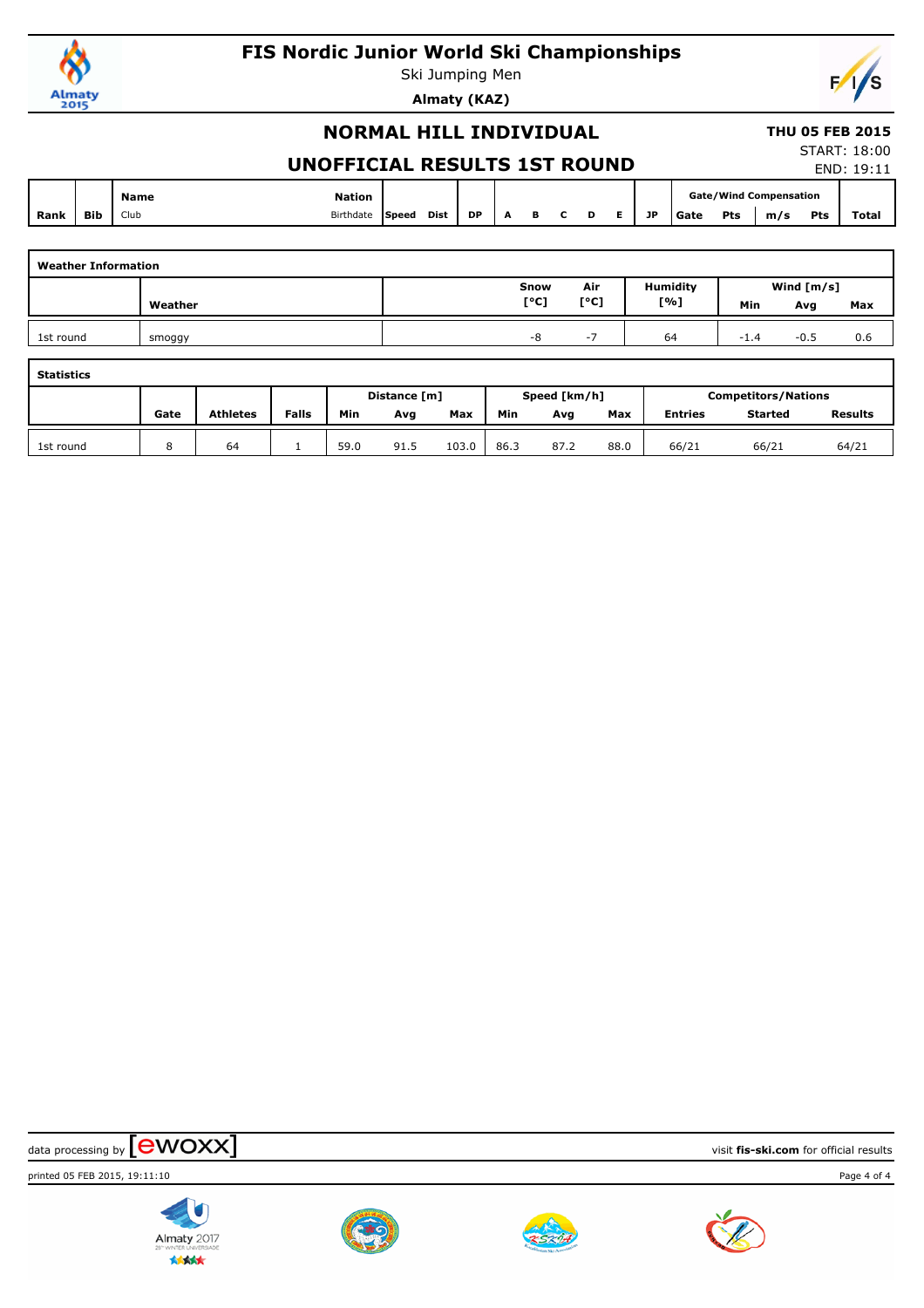# FIS Nordic Junior World Ski Championships

Ski Jumping Men

**Almaty (KAZ)**

## NORMAL HILL INDIVIDUAL

**THU 05 FEB 2015**

START: 18:00

## UNOFFICIAL RESULTS 1ST ROUND

END: 19:11

| Rank | Bib | Name<br>Club | Nation<br>Birthdate | Speed | Dist | DP | A | B | C | D | E | JP | Gate/Wind Compensation Gate | Pts | m/s | Pts | Total |
|---|---|---|---|---|---|---|---|---|---|---|---|---|---|---|---|---|---|

**Weather Information**

| | Weather | Snow [°C] | Air [°C] | Humidity [%] | Wind [m/s] Min | Avg | Max |
|---|---|---|---|---|---|---|---|
| 1st round | smoggy | -8 | -7 | 64 | -1.4 | -0.5 | 0.6 |

**Statistics**

| | Gate | Athletes | Falls | Distance [m] Min | Avg | Max | Speed [km/h] Min | Avg | Max | Competitors/Nations Entries | Started | Results |
|---|---|---|---|---|---|---|---|---|---|---|---|---|
| 1st round | 8 | 64 | 1 | 59.0 | 91.5 | 103.0 | 86.3 | 87.2 | 88.0 | 66/21 | 66/21 | 64/21 |

data processing by [ewoxx]

visit **fis-ski.com** for official results

printed 05 FEB 2015, 19:11:10